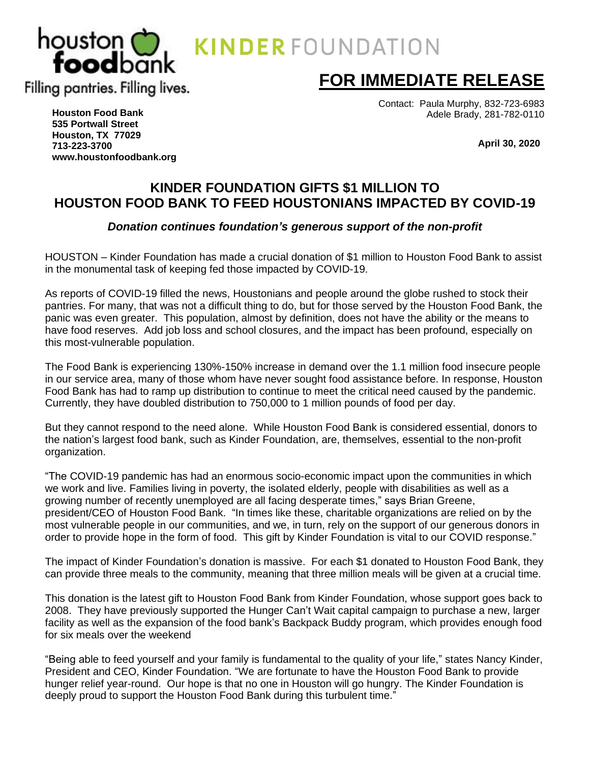houston foodbank

Filling pantries. Filling lives.

KINDER FOUNDATION

# FOR IMMEDIATE RELEASE

**Houston Food Bank**
**535 Portwall Street**
**Houston, TX 77029**
**713-223-3700**
**www.houstonfoodbank.org**

Contact: Paula Murphy, 832-723-6983
Adele Brady, 281-782-0110

**April 30, 2020**

## KINDER FOUNDATION GIFTS $1 MILLION TO HOUSTON FOOD BANK TO FEED HOUSTONIANS IMPACTED BY COVID-19

***Donation continues foundation's generous support of the non-profit***

HOUSTON – Kinder Foundation has made a crucial donation of $1 million to Houston Food Bank to assist in the monumental task of keeping fed those impacted by COVID-19.

As reports of COVID-19 filled the news, Houstonians and people around the globe rushed to stock their pantries. For many, that was not a difficult thing to do, but for those served by the Houston Food Bank, the panic was even greater. This population, almost by definition, does not have the ability or the means to have food reserves. Add job loss and school closures, and the impact has been profound, especially on this most-vulnerable population.

The Food Bank is experiencing 130%-150% increase in demand over the 1.1 million food insecure people in our service area, many of those whom have never sought food assistance before. In response, Houston Food Bank has had to ramp up distribution to continue to meet the critical need caused by the pandemic. Currently, they have doubled distribution to 750,000 to 1 million pounds of food per day.

But they cannot respond to the need alone. While Houston Food Bank is considered essential, donors to the nation's largest food bank, such as Kinder Foundation, are, themselves, essential to the non-profit organization.

"The COVID-19 pandemic has had an enormous socio-economic impact upon the communities in which we work and live. Families living in poverty, the isolated elderly, people with disabilities as well as a growing number of recently unemployed are all facing desperate times," says Brian Greene, president/CEO of Houston Food Bank. "In times like these, charitable organizations are relied on by the most vulnerable people in our communities, and we, in turn, rely on the support of our generous donors in order to provide hope in the form of food. This gift by Kinder Foundation is vital to our COVID response."

The impact of Kinder Foundation's donation is massive. For each $1 donated to Houston Food Bank, they can provide three meals to the community, meaning that three million meals will be given at a crucial time.

This donation is the latest gift to Houston Food Bank from Kinder Foundation, whose support goes back to 2008. They have previously supported the Hunger Can't Wait capital campaign to purchase a new, larger facility as well as the expansion of the food bank's Backpack Buddy program, which provides enough food for six meals over the weekend

"Being able to feed yourself and your family is fundamental to the quality of your life," states Nancy Kinder, President and CEO, Kinder Foundation. "We are fortunate to have the Houston Food Bank to provide hunger relief year-round. Our hope is that no one in Houston will go hungry. The Kinder Foundation is deeply proud to support the Houston Food Bank during this turbulent time."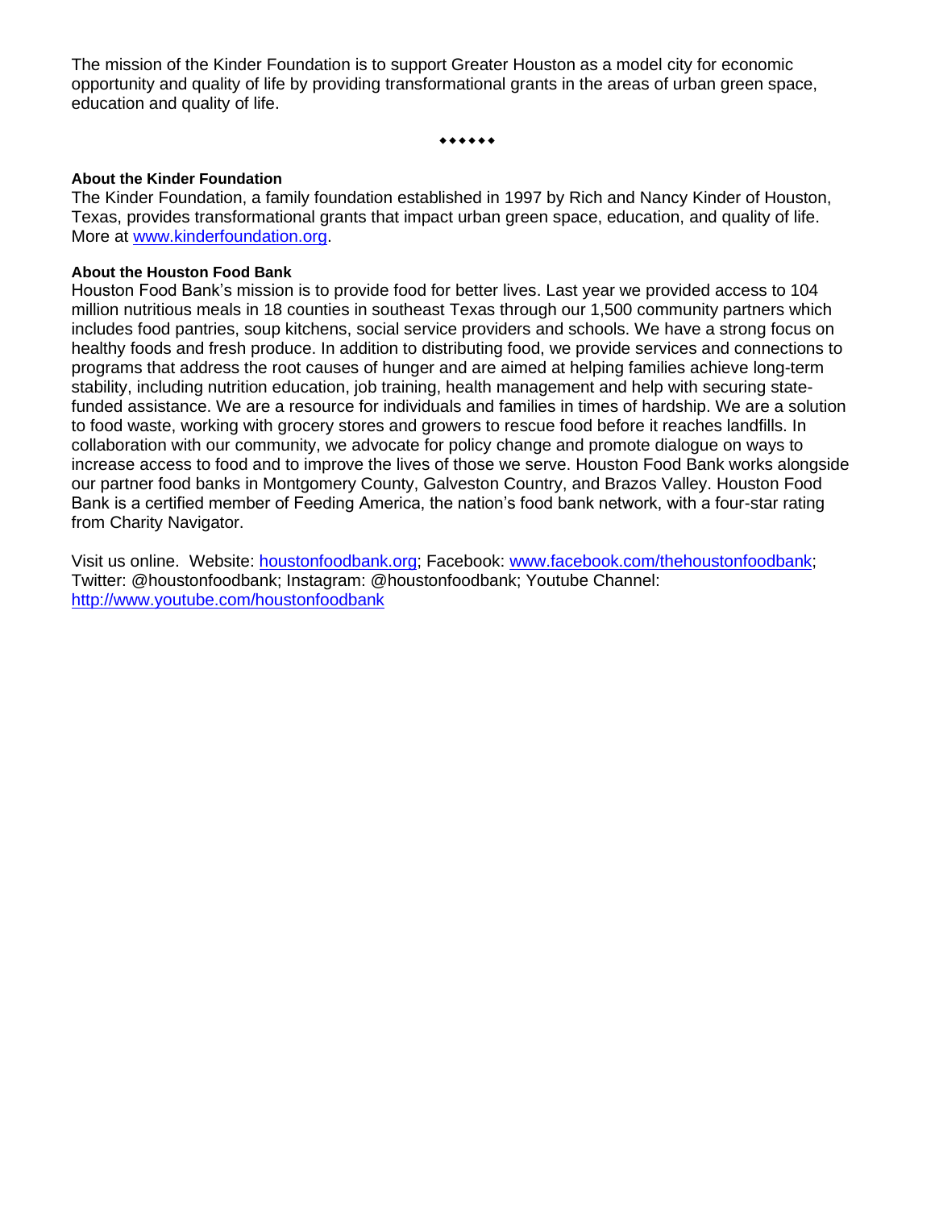The mission of the Kinder Foundation is to support Greater Houston as a model city for economic opportunity and quality of life by providing transformational grants in the areas of urban green space, education and quality of life.

◆◆◆◆◆◆

**About the Kinder Foundation**

The Kinder Foundation, a family foundation established in 1997 by Rich and Nancy Kinder of Houston, Texas, provides transformational grants that impact urban green space, education, and quality of life. More at www.kinderfoundation.org.

**About the Houston Food Bank**

Houston Food Bank's mission is to provide food for better lives. Last year we provided access to 104 million nutritious meals in 18 counties in southeast Texas through our 1,500 community partners which includes food pantries, soup kitchens, social service providers and schools. We have a strong focus on healthy foods and fresh produce. In addition to distributing food, we provide services and connections to programs that address the root causes of hunger and are aimed at helping families achieve long-term stability, including nutrition education, job training, health management and help with securing state-funded assistance. We are a resource for individuals and families in times of hardship. We are a solution to food waste, working with grocery stores and growers to rescue food before it reaches landfills. In collaboration with our community, we advocate for policy change and promote dialogue on ways to increase access to food and to improve the lives of those we serve. Houston Food Bank works alongside our partner food banks in Montgomery County, Galveston Country, and Brazos Valley. Houston Food Bank is a certified member of Feeding America, the nation's food bank network, with a four-star rating from Charity Navigator.

Visit us online. Website: houstonfoodbank.org; Facebook: www.facebook.com/thehoustonfoodbank; Twitter: @houstonfoodbank; Instagram: @houstonfoodbank; Youtube Channel: http://www.youtube.com/houstonfoodbank